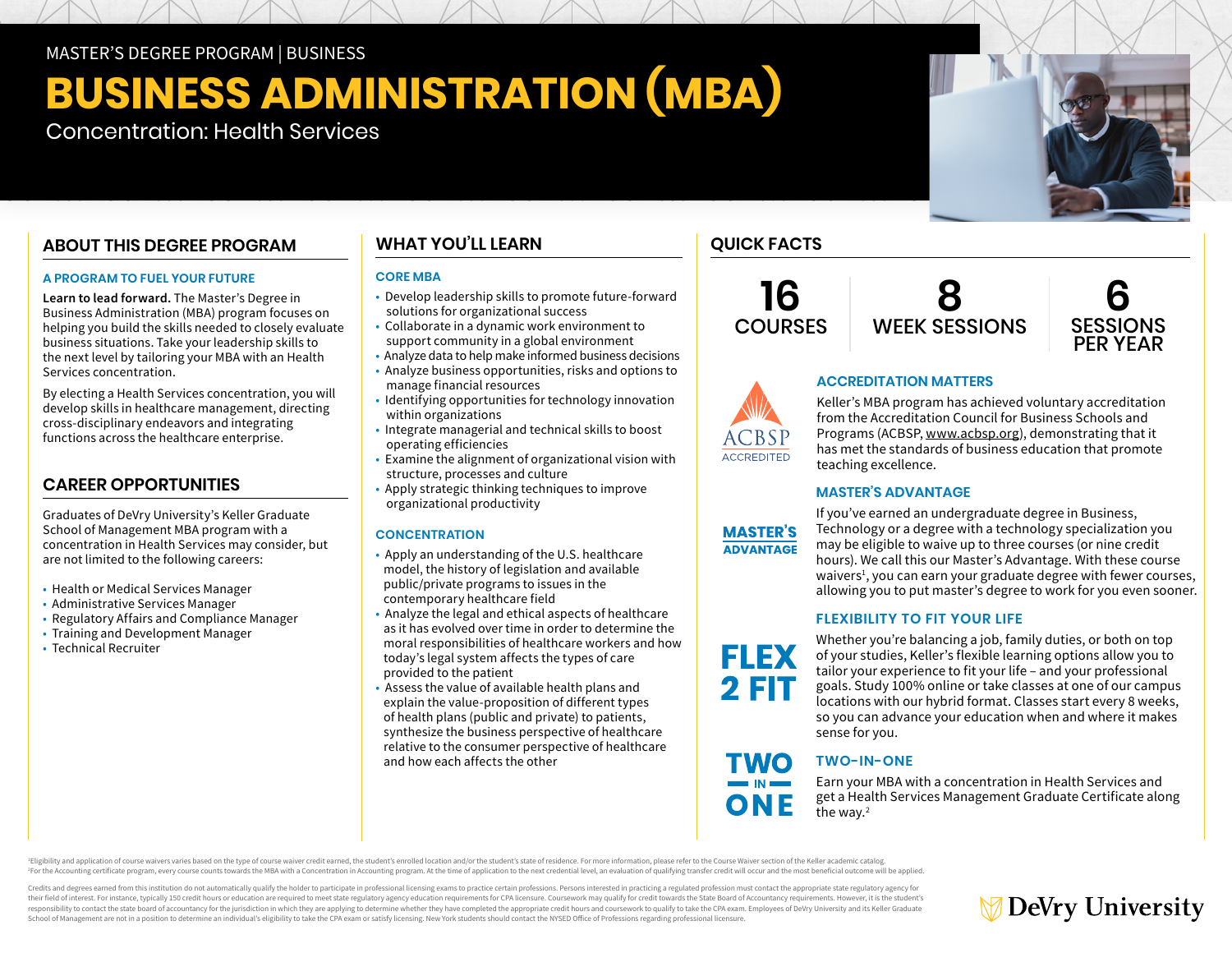MASTER'S DEGREE PROGRAM | BUSINESS

# BUSINESS ADMINISTRATION (MBA)

Concentration: Health Services

## ABOUT THIS DEGREE PROGRAM

### A PROGRAM TO FUEL YOUR FUTURE

**Learn to lead forward.** The Master's Degree in Business Administration (MBA) program focuses on helping you build the skills needed to closely evaluate business situations. Take your leadership skills to the next level by tailoring your MBA with an Health Services concentration.

By electing a Health Services concentration, you will develop skills in healthcare management, directing cross-disciplinary endeavors and integrating functions across the healthcare enterprise.

## CAREER OPPORTUNITIES

Graduates of DeVry University's Keller Graduate School of Management MBA program with a concentration in Health Services may consider, but are not limited to the following careers:

- Health or Medical Services Manager
- Administrative Services Manager
- Regulatory Affairs and Compliance Manager
- Training and Development Manager
- Technical Recruiter

## WHAT YOU'LL LEARN

### CORE MBA

- Develop leadership skills to promote future-forward solutions for organizational success
- Collaborate in a dynamic work environment to support community in a global environment
- Analyze data to help make informed business decisions
- Analyze business opportunities, risks and options to manage financial resources
- Identifying opportunities for technology innovation within organizations
- Integrate managerial and technical skills to boost operating efficiencies
- Examine the alignment of organizational vision with structure, processes and culture
- Apply strategic thinking techniques to improve organizational productivity

### CONCENTRATION

- Apply an understanding of the U.S. healthcare model, the history of legislation and available public/private programs to issues in the contemporary healthcare field
- Analyze the legal and ethical aspects of healthcare as it has evolved over time in order to determine the moral responsibilities of healthcare workers and how today's legal system affects the types of care provided to the patient
- Assess the value of available health plans and explain the value-proposition of different types of health plans (public and private) to patients, synthesize the business perspective of healthcare relative to the consumer perspective of healthcare and how each affects the other

## QUICK FACTS

**16** COURSES

**8** WEEK SESSIONS

**6** SESSIONS PER YEAR

ACBSP ACCREDITED

### ACCREDITATION MATTERS

Keller's MBA program has achieved voluntary accreditation from the Accreditation Council for Business Schools and Programs (ACBSP, www.acbsp.org), demonstrating that it has met the standards of business education that promote teaching excellence.

MASTER'S ADVANTAGE

### MASTER'S ADVANTAGE

If you've earned an undergraduate degree in Business, Technology or a degree with a technology specialization you may be eligible to waive up to three courses (or nine credit hours). We call this our Master's Advantage. With these course waivers[1], you can earn your graduate degree with fewer courses, allowing you to put master's degree to work for you even sooner.

FLEX 2 FIT

### FLEXIBILITY TO FIT YOUR LIFE

Whether you're balancing a job, family duties, or both on top of your studies, Keller's flexible learning options allow you to tailor your experience to fit your life – and your professional goals. Study 100% online or take classes at one of our campus locations with our hybrid format. Classes start every 8 weeks, so you can advance your education when and where it makes sense for you.

TWO IN ONE

### TWO-IN-ONE

Earn your MBA with a concentration in Health Services and get a Health Services Management Graduate Certificate along the way.[2]

[1]Eligibility and application of course waivers varies based on the type of course waiver credit earned, the student's enrolled location and/or the student's state of residence. For more information, please refer to the Course Waiver section of the Keller academic catalog.
[2]For the Accounting certificate program, every course counts towards the MBA with a Concentration in Accounting program. At the time of application to the next credential level, an evaluation of qualifying transfer credit will occur and the most beneficial outcome will be applied.

Credits and degrees earned from this institution do not automatically qualify the holder to participate in professional licensing exams to practice certain professions. Persons interested in practicing a regulated profession must contact the appropriate state regulatory agency for their field of interest. For instance, typically 150 credit hours or education are required to meet state regulatory agency education requirements for CPA licensure. Coursework may qualify for credit towards the State Board of Accountancy requirements. However, it is the student's responsibility to contact the state board of accountancy for the jurisdiction in which they are applying to determine whether they have completed the appropriate credit hours and coursework to qualify to take the CPA exam. Employees of DeVry University and its Keller Graduate School of Management are not in a position to determine an individual's eligibility to take the CPA exam or satisfy licensing. New York students should contact the NYSED Office of Professions regarding professional licensure.

DeVry University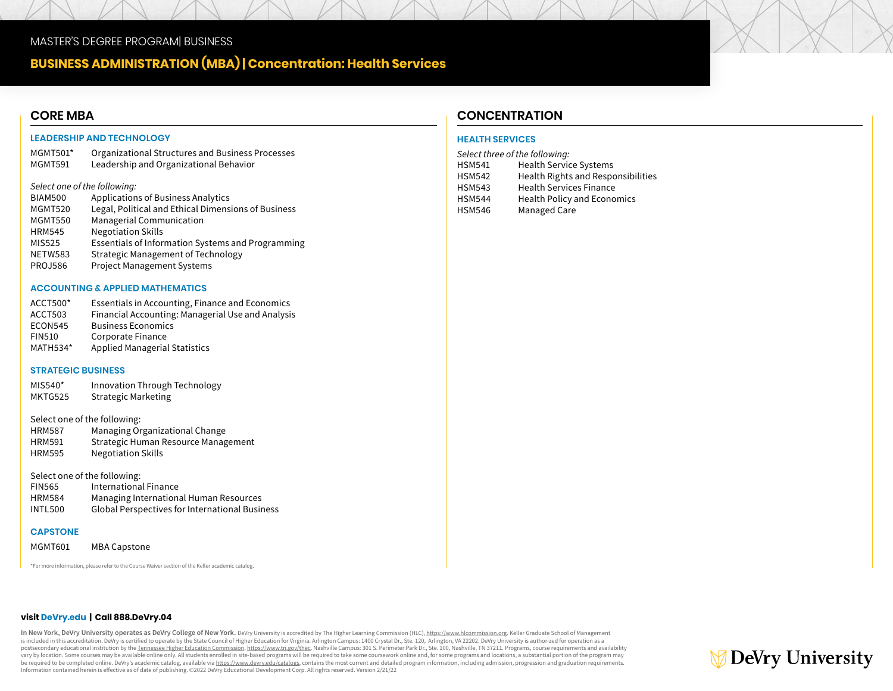MASTER'S DEGREE PROGRAM| BUSINESS

# BUSINESS ADMINISTRATION (MBA) | Concentration: Health Services

## CORE MBA

### LEADERSHIP AND TECHNOLOGY

MGMT501* Organizational Structures and Business Processes
MGMT591 Leadership and Organizational Behavior

*Select one of the following:*
BIAM500 Applications of Business Analytics
MGMT520 Legal, Political and Ethical Dimensions of Business
MGMT550 Managerial Communication
HRM545 Negotiation Skills
MIS525 Essentials of Information Systems and Programming
NETW583 Strategic Management of Technology
PROJ586 Project Management Systems

### ACCOUNTING & APPLIED MATHEMATICS

ACCT500* Essentials in Accounting, Finance and Economics
ACCT503 Financial Accounting: Managerial Use and Analysis
ECON545 Business Economics
FIN510 Corporate Finance
MATH534* Applied Managerial Statistics

### STRATEGIC BUSINESS

MIS540* Innovation Through Technology
MKTG525 Strategic Marketing

Select one of the following:
HRM587 Managing Organizational Change
HRM591 Strategic Human Resource Management
HRM595 Negotiation Skills

Select one of the following:
FIN565 International Finance
HRM584 Managing International Human Resources
INTL500 Global Perspectives for International Business

### CAPSTONE

MGMT601 MBA Capstone

*For more information, please refer to the Course Waiver section of the Keller academic catalog.

## CONCENTRATION

### HEALTH SERVICES

*Select three of the following:*
HSM541 Health Service Systems
HSM542 Health Rights and Responsibilities
HSM543 Health Services Finance
HSM544 Health Policy and Economics
HSM546 Managed Care

**visit DeVry.edu | Call 888.DeVry.04**

**In New York, DeVry University operates as DeVry College of New York.** DeVry University is accredited by The Higher Learning Commission (HLC), https://www.hlcommission.org. Keller Graduate School of Management is included in this accreditation. DeVry is certified to operate by the State Council of Higher Education for Virginia. Arlington Campus: 1400 Crystal Dr., Ste. 120, Arlington, VA 22202. DeVry University is authorized for operation as a postsecondary educational institution by the Tennessee Higher Education Commission, https://www.tn.gov/thec. Nashville Campus: 301 S. Perimeter Park Dr., Ste. 100, Nashville, TN 37211. Programs, course requirements and availability vary by location. Some courses may be available online only. All students enrolled in site-based programs will be required to take some coursework online and, for some programs and locations, a substantial portion of the program may be required to be completed online. DeVry's academic catalog, available via https://www.devry.edu/catalogs, contains the most current and detailed program information, including admission, progression and graduation requirements. Information contained herein is effective as of date of publishing. ©2022 DeVry Educational Development Corp. All rights reserved. Version 2/21/22

DeVry University